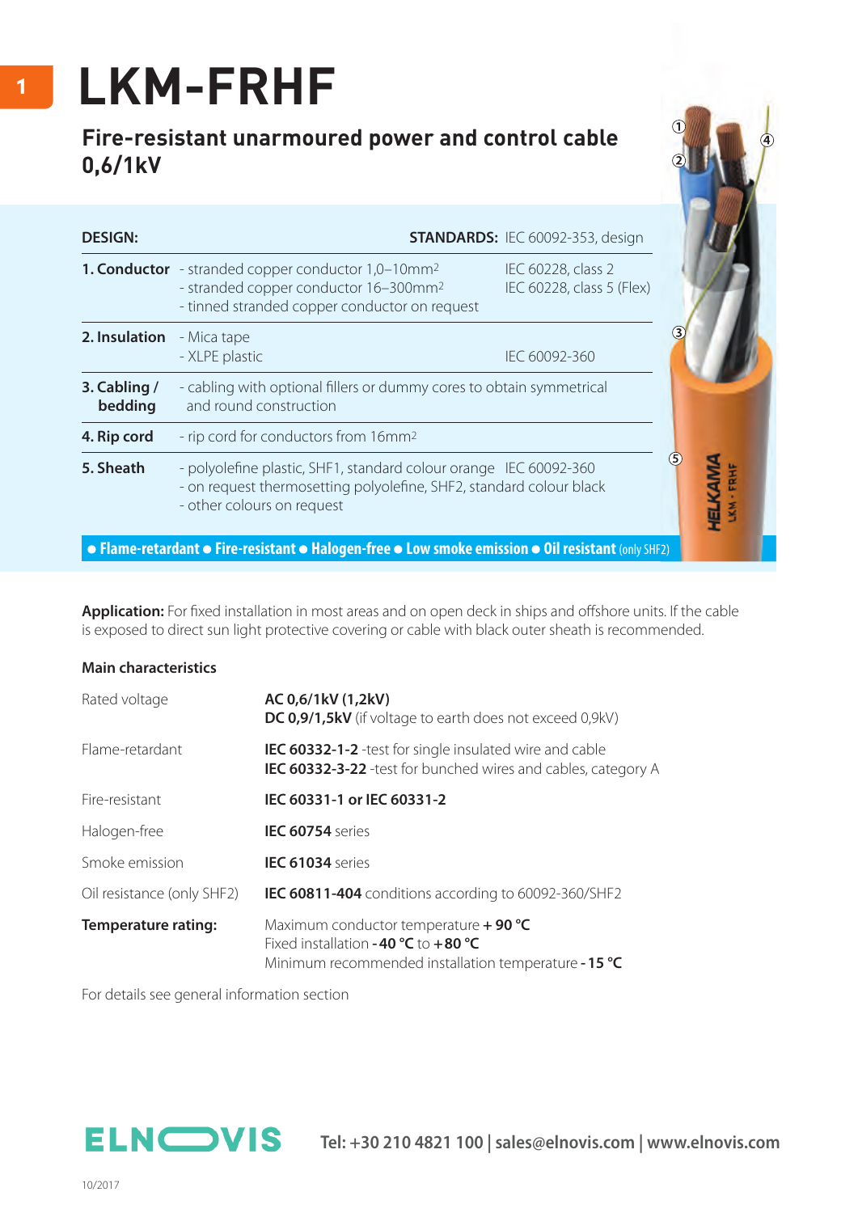# LKM-FRHF

## Fire-resistant unarmoured power and control cable 0,6/1kV

| DESIGN: | | STANDARDS: IEC 60092-353, design |
|---|---|---|
| **1. Conductor** | - stranded copper conductor 1,0–10mm² | IEC 60228, class 2 |
| | - stranded copper conductor 16–300mm² | IEC 60228, class 5 (Flex) |
| | - tinned stranded copper conductor on request | |
| **2. Insulation** | - Mica tape | |
| | - XLPE plastic | IEC 60092-360 |
| **3. Cabling / bedding** | - cabling with optional fillers or dummy cores to obtain symmetrical and round construction | |
| **4. Rip cord** | - rip cord for conductors from 16mm² | |
| **5. Sheath** | - polyolefine plastic, SHF1, standard colour orange | IEC 60092-360 |
| | - on request thermosetting polyolefine, SHF2, standard colour black | |
| | - other colours on request | |

**● Flame-retardant ● Fire-resistant ● Halogen-free ● Low smoke emission ● Oil resistant** (only SHF2)

**Application:** For fixed installation in most areas and on open deck in ships and offshore units. If the cable is exposed to direct sun light protective covering or cable with black outer sheath is recommended.

### Main characteristics

| | |
|---|---|
| Rated voltage | **AC 0,6/1kV (1,2kV)**<br>**DC 0,9/1,5kV** (if voltage to earth does not exceed 0,9kV) |
| Flame-retardant | **IEC 60332-1-2** -test for single insulated wire and cable<br>**IEC 60332-3-22** -test for bunched wires and cables, category A |
| Fire-resistant | **IEC 60331-1 or IEC 60331-2** |
| Halogen-free | **IEC 60754** series |
| Smoke emission | **IEC 61034** series |
| Oil resistance (only SHF2) | **IEC 60811-404** conditions according to 60092-360/SHF2 |
| **Temperature rating:** | Maximum conductor temperature **+ 90 °C**<br>Fixed installation **-40 °C** to **+80 °C**<br>Minimum recommended installation temperature **- 15 °C** |

For details see general information section

ELNOVIS

Tel: +30 210 4821 100 | sales@elnovis.com | www.elnovis.com

10/2017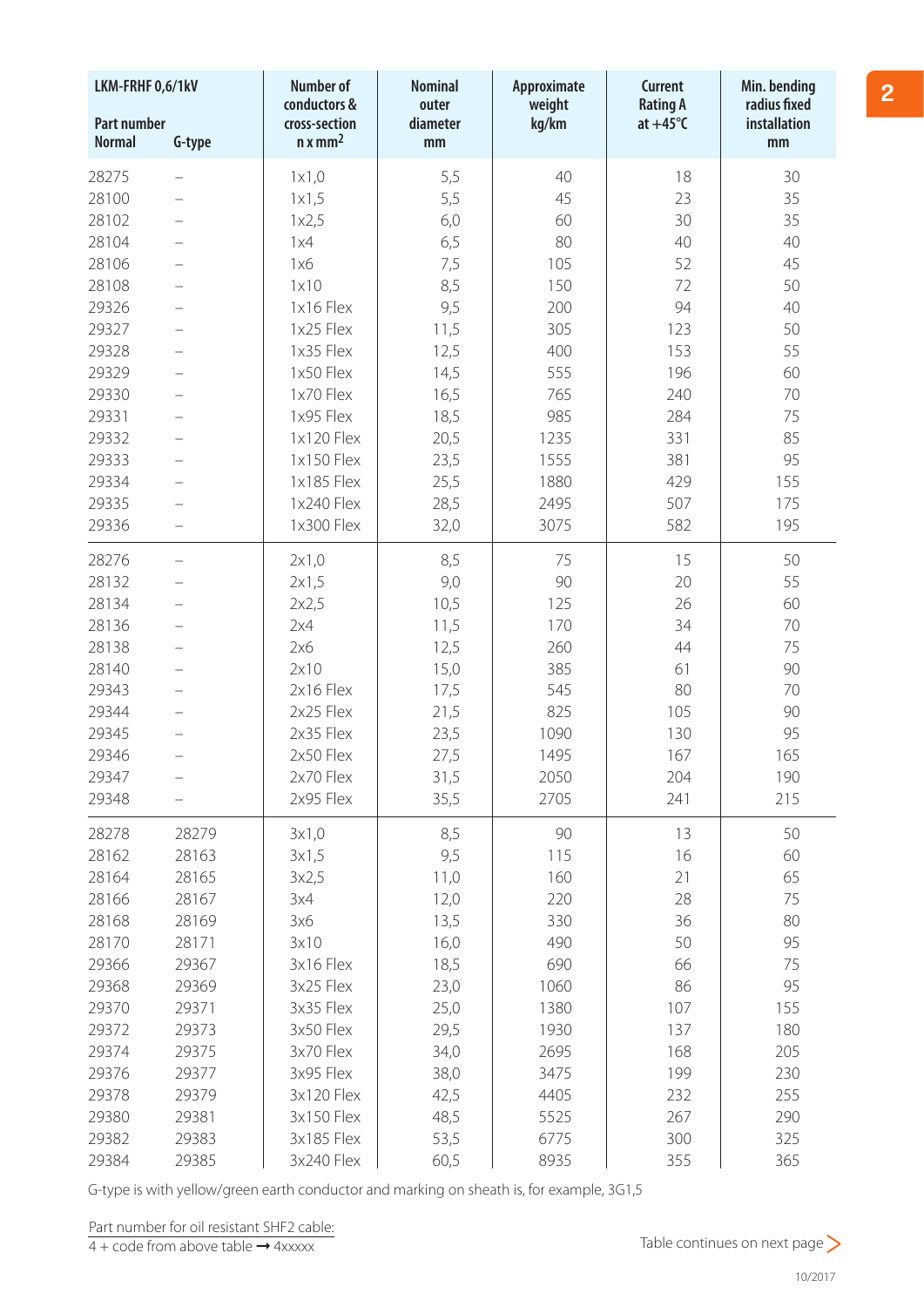| LKM-FRHF 0,6/1kV Part number Normal | G-type | Number of conductors & cross-section n x $mm^2$ | Nominal outer diameter mm | Approximate weight kg/km | Current Rating A at +45°C | Min. bending radius fixed installation mm |
|---|---|---|---|---|---|---|
| 28275 | – | 1x1,0 | 5,5 | 40 | 18 | 30 |
| 28100 | – | 1x1,5 | 5,5 | 45 | 23 | 35 |
| 28102 | – | 1x2,5 | 6,0 | 60 | 30 | 35 |
| 28104 | – | 1x4 | 6,5 | 80 | 40 | 40 |
| 28106 | – | 1x6 | 7,5 | 105 | 52 | 45 |
| 28108 | – | 1x10 | 8,5 | 150 | 72 | 50 |
| 29326 | – | 1x16 Flex | 9,5 | 200 | 94 | 40 |
| 29327 | – | 1x25 Flex | 11,5 | 305 | 123 | 50 |
| 29328 | – | 1x35 Flex | 12,5 | 400 | 153 | 55 |
| 29329 | – | 1x50 Flex | 14,5 | 555 | 196 | 60 |
| 29330 | – | 1x70 Flex | 16,5 | 765 | 240 | 70 |
| 29331 | – | 1x95 Flex | 18,5 | 985 | 284 | 75 |
| 29332 | – | 1x120 Flex | 20,5 | 1235 | 331 | 85 |
| 29333 | – | 1x150 Flex | 23,5 | 1555 | 381 | 95 |
| 29334 | – | 1x185 Flex | 25,5 | 1880 | 429 | 155 |
| 29335 | – | 1x240 Flex | 28,5 | 2495 | 507 | 175 |
| 29336 | – | 1x300 Flex | 32,0 | 3075 | 582 | 195 |
| 28276 | – | 2x1,0 | 8,5 | 75 | 15 | 50 |
| 28132 | – | 2x1,5 | 9,0 | 90 | 20 | 55 |
| 28134 | – | 2x2,5 | 10,5 | 125 | 26 | 60 |
| 28136 | – | 2x4 | 11,5 | 170 | 34 | 70 |
| 28138 | – | 2x6 | 12,5 | 260 | 44 | 75 |
| 28140 | – | 2x10 | 15,0 | 385 | 61 | 90 |
| 29343 | – | 2x16 Flex | 17,5 | 545 | 80 | 70 |
| 29344 | – | 2x25 Flex | 21,5 | 825 | 105 | 90 |
| 29345 | – | 2x35 Flex | 23,5 | 1090 | 130 | 95 |
| 29346 | – | 2x50 Flex | 27,5 | 1495 | 167 | 165 |
| 29347 | – | 2x70 Flex | 31,5 | 2050 | 204 | 190 |
| 29348 | – | 2x95 Flex | 35,5 | 2705 | 241 | 215 |
| 28278 | 28279 | 3x1,0 | 8,5 | 90 | 13 | 50 |
| 28162 | 28163 | 3x1,5 | 9,5 | 115 | 16 | 60 |
| 28164 | 28165 | 3x2,5 | 11,0 | 160 | 21 | 65 |
| 28166 | 28167 | 3x4 | 12,0 | 220 | 28 | 75 |
| 28168 | 28169 | 3x6 | 13,5 | 330 | 36 | 80 |
| 28170 | 28171 | 3x10 | 16,0 | 490 | 50 | 95 |
| 29366 | 29367 | 3x16 Flex | 18,5 | 690 | 66 | 75 |
| 29368 | 29369 | 3x25 Flex | 23,0 | 1060 | 86 | 95 |
| 29370 | 29371 | 3x35 Flex | 25,0 | 1380 | 107 | 155 |
| 29372 | 29373 | 3x50 Flex | 29,5 | 1930 | 137 | 180 |
| 29374 | 29375 | 3x70 Flex | 34,0 | 2695 | 168 | 205 |
| 29376 | 29377 | 3x95 Flex | 38,0 | 3475 | 199 | 230 |
| 29378 | 29379 | 3x120 Flex | 42,5 | 4405 | 232 | 255 |
| 29380 | 29381 | 3x150 Flex | 48,5 | 5525 | 267 | 290 |
| 29382 | 29383 | 3x185 Flex | 53,5 | 6775 | 300 | 325 |
| 29384 | 29385 | 3x240 Flex | 60,5 | 8935 | 355 | 365 |

G-type is with yellow/green earth conductor and marking on sheath is, for example, 3G1,5

Part number for oil resistant SHF2 cable:
4 + code from above table → 4xxxxx

Table continues on next page >

10/2017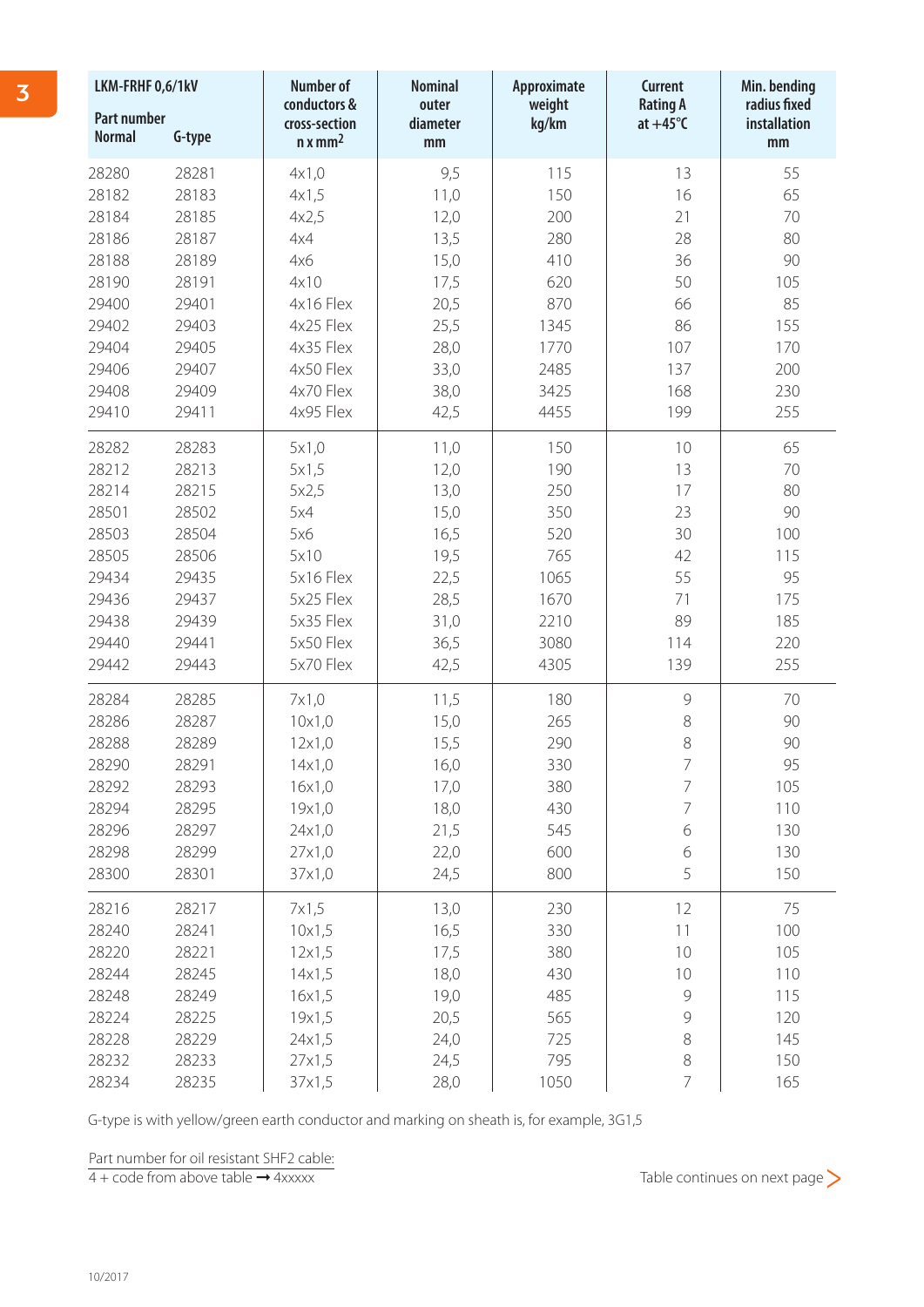| LKM-FRHF 0,6/1kV Part number Normal | G-type | Number of conductors & cross-section n x $mm^2$ | Nominal outer diameter mm | Approximate weight kg/km | Current Rating A at +45°C | Min. bending radius fixed installation mm |
|---|---|---|---|---|---|---|
| 28280 | 28281 | 4x1,0 | 9,5 | 115 | 13 | 55 |
| 28182 | 28183 | 4x1,5 | 11,0 | 150 | 16 | 65 |
| 28184 | 28185 | 4x2,5 | 12,0 | 200 | 21 | 70 |
| 28186 | 28187 | 4x4 | 13,5 | 280 | 28 | 80 |
| 28188 | 28189 | 4x6 | 15,0 | 410 | 36 | 90 |
| 28190 | 28191 | 4x10 | 17,5 | 620 | 50 | 105 |
| 29400 | 29401 | 4x16 Flex | 20,5 | 870 | 66 | 85 |
| 29402 | 29403 | 4x25 Flex | 25,5 | 1345 | 86 | 155 |
| 29404 | 29405 | 4x35 Flex | 28,0 | 1770 | 107 | 170 |
| 29406 | 29407 | 4x50 Flex | 33,0 | 2485 | 137 | 200 |
| 29408 | 29409 | 4x70 Flex | 38,0 | 3425 | 168 | 230 |
| 29410 | 29411 | 4x95 Flex | 42,5 | 4455 | 199 | 255 |
| 28282 | 28283 | 5x1,0 | 11,0 | 150 | 10 | 65 |
| 28212 | 28213 | 5x1,5 | 12,0 | 190 | 13 | 70 |
| 28214 | 28215 | 5x2,5 | 13,0 | 250 | 17 | 80 |
| 28501 | 28502 | 5x4 | 15,0 | 350 | 23 | 90 |
| 28503 | 28504 | 5x6 | 16,5 | 520 | 30 | 100 |
| 28505 | 28506 | 5x10 | 19,5 | 765 | 42 | 115 |
| 29434 | 29435 | 5x16 Flex | 22,5 | 1065 | 55 | 95 |
| 29436 | 29437 | 5x25 Flex | 28,5 | 1670 | 71 | 175 |
| 29438 | 29439 | 5x35 Flex | 31,0 | 2210 | 89 | 185 |
| 29440 | 29441 | 5x50 Flex | 36,5 | 3080 | 114 | 220 |
| 29442 | 29443 | 5x70 Flex | 42,5 | 4305 | 139 | 255 |
| 28284 | 28285 | 7x1,0 | 11,5 | 180 | 9 | 70 |
| 28286 | 28287 | 10x1,0 | 15,0 | 265 | 8 | 90 |
| 28288 | 28289 | 12x1,0 | 15,5 | 290 | 8 | 90 |
| 28290 | 28291 | 14x1,0 | 16,0 | 330 | 7 | 95 |
| 28292 | 28293 | 16x1,0 | 17,0 | 380 | 7 | 105 |
| 28294 | 28295 | 19x1,0 | 18,0 | 430 | 7 | 110 |
| 28296 | 28297 | 24x1,0 | 21,5 | 545 | 6 | 130 |
| 28298 | 28299 | 27x1,0 | 22,0 | 600 | 6 | 130 |
| 28300 | 28301 | 37x1,0 | 24,5 | 800 | 5 | 150 |
| 28216 | 28217 | 7x1,5 | 13,0 | 230 | 12 | 75 |
| 28240 | 28241 | 10x1,5 | 16,5 | 330 | 11 | 100 |
| 28220 | 28221 | 12x1,5 | 17,5 | 380 | 10 | 105 |
| 28244 | 28245 | 14x1,5 | 18,0 | 430 | 10 | 110 |
| 28248 | 28249 | 16x1,5 | 19,0 | 485 | 9 | 115 |
| 28224 | 28225 | 19x1,5 | 20,5 | 565 | 9 | 120 |
| 28228 | 28229 | 24x1,5 | 24,0 | 725 | 8 | 145 |
| 28232 | 28233 | 27x1,5 | 24,5 | 795 | 8 | 150 |
| 28234 | 28235 | 37x1,5 | 28,0 | 1050 | 7 | 165 |

G-type is with yellow/green earth conductor and marking on sheath is, for example, 3G1,5

Part number for oil resistant SHF2 cable:
4 + code from above table → 4xxxxx

Table continues on next page >

10/2017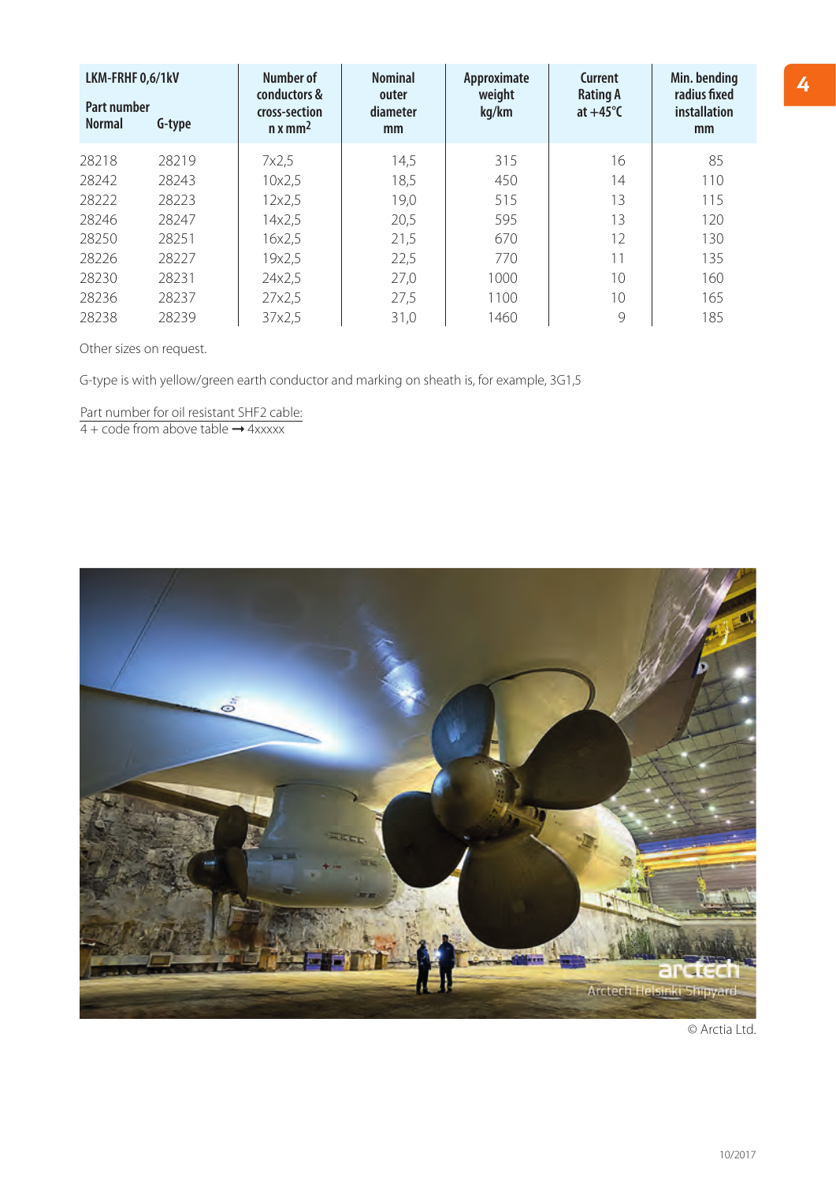| LKM-FRHF 0,6/1kV<br>Part number Normal | G-type | Number of conductors & cross-section n x mm² | Nominal outer diameter mm | Approximate weight kg/km | Current Rating A at +45°C | Min. bending radius fixed installation mm |
|---|---|---|---|---|---|---|
| 28218 | 28219 | 7x2,5 | 14,5 | 315 | 16 | 85 |
| 28242 | 28243 | 10x2,5 | 18,5 | 450 | 14 | 110 |
| 28222 | 28223 | 12x2,5 | 19,0 | 515 | 13 | 115 |
| 28246 | 28247 | 14x2,5 | 20,5 | 595 | 13 | 120 |
| 28250 | 28251 | 16x2,5 | 21,5 | 670 | 12 | 130 |
| 28226 | 28227 | 19x2,5 | 22,5 | 770 | 11 | 135 |
| 28230 | 28231 | 24x2,5 | 27,0 | 1000 | 10 | 160 |
| 28236 | 28237 | 27x2,5 | 27,5 | 1100 | 10 | 165 |
| 28238 | 28239 | 37x2,5 | 31,0 | 1460 | 9 | 185 |

Other sizes on request.

G-type is with yellow/green earth conductor and marking on sheath is, for example, 3G1,5

Part number for oil resistant SHF2 cable:
4 + code from above table → 4xxxxx

© Arctia Ltd.

10/2017